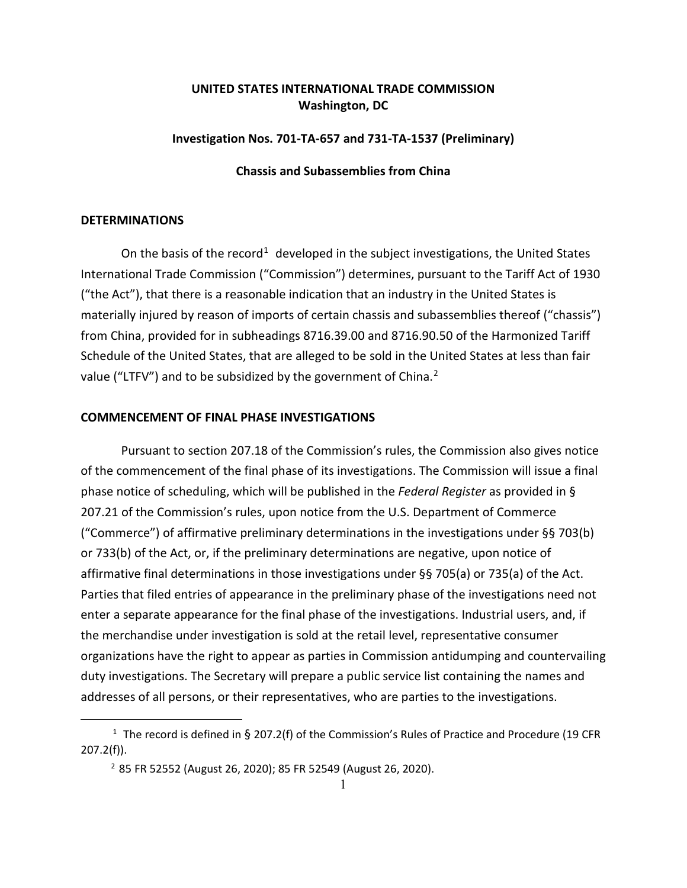**UNITED STATES INTERNATIONAL TRADE COMMISSION**
**Washington, DC**

**Investigation Nos. 701-TA-657 and 731-TA-1537 (Preliminary)**

**Chassis and Subassemblies from China**

## DETERMINATIONS

On the basis of the record[1] developed in the subject investigations, the United States International Trade Commission ("Commission") determines, pursuant to the Tariff Act of 1930 ("the Act"), that there is a reasonable indication that an industry in the United States is materially injured by reason of imports of certain chassis and subassemblies thereof ("chassis") from China, provided for in subheadings 8716.39.00 and 8716.90.50 of the Harmonized Tariff Schedule of the United States, that are alleged to be sold in the United States at less than fair value ("LTFV") and to be subsidized by the government of China.[2]

## COMMENCEMENT OF FINAL PHASE INVESTIGATIONS

Pursuant to section 207.18 of the Commission's rules, the Commission also gives notice of the commencement of the final phase of its investigations. The Commission will issue a final phase notice of scheduling, which will be published in the *Federal Register* as provided in § 207.21 of the Commission's rules, upon notice from the U.S. Department of Commerce ("Commerce") of affirmative preliminary determinations in the investigations under §§ 703(b) or 733(b) of the Act, or, if the preliminary determinations are negative, upon notice of affirmative final determinations in those investigations under §§ 705(a) or 735(a) of the Act. Parties that filed entries of appearance in the preliminary phase of the investigations need not enter a separate appearance for the final phase of the investigations. Industrial users, and, if the merchandise under investigation is sold at the retail level, representative consumer organizations have the right to appear as parties in Commission antidumping and countervailing duty investigations. The Secretary will prepare a public service list containing the names and addresses of all persons, or their representatives, who are parties to the investigations.

---

[1] The record is defined in § 207.2(f) of the Commission's Rules of Practice and Procedure (19 CFR 207.2(f)).

[2] 85 FR 52552 (August 26, 2020); 85 FR 52549 (August 26, 2020).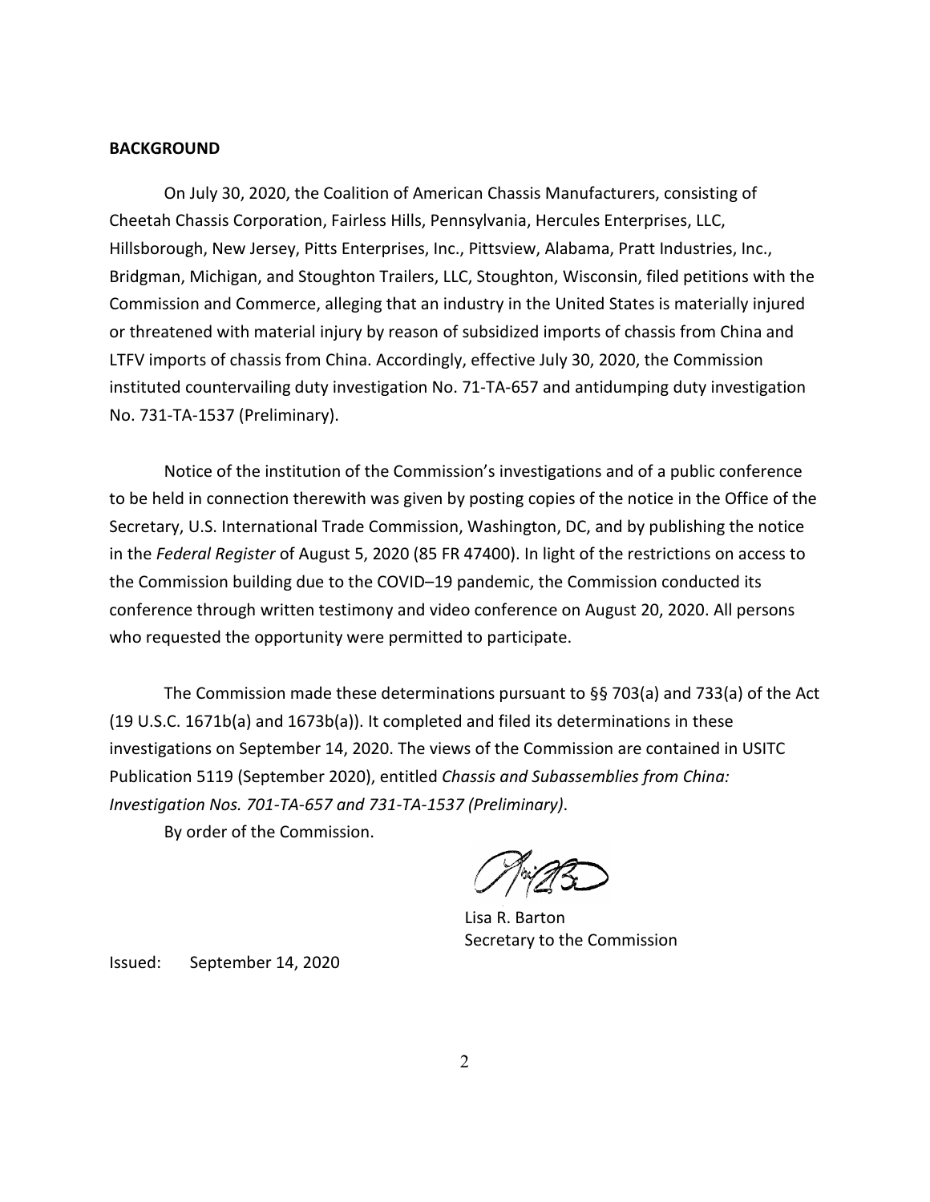**BACKGROUND**

On July 30, 2020, the Coalition of American Chassis Manufacturers, consisting of Cheetah Chassis Corporation, Fairless Hills, Pennsylvania, Hercules Enterprises, LLC, Hillsborough, New Jersey, Pitts Enterprises, Inc., Pittsview, Alabama, Pratt Industries, Inc., Bridgman, Michigan, and Stoughton Trailers, LLC, Stoughton, Wisconsin, filed petitions with the Commission and Commerce, alleging that an industry in the United States is materially injured or threatened with material injury by reason of subsidized imports of chassis from China and LTFV imports of chassis from China. Accordingly, effective July 30, 2020, the Commission instituted countervailing duty investigation No. 71-TA-657 and antidumping duty investigation No. 731-TA-1537 (Preliminary).

Notice of the institution of the Commission's investigations and of a public conference to be held in connection therewith was given by posting copies of the notice in the Office of the Secretary, U.S. International Trade Commission, Washington, DC, and by publishing the notice in the *Federal Register* of August 5, 2020 (85 FR 47400). In light of the restrictions on access to the Commission building due to the COVID–19 pandemic, the Commission conducted its conference through written testimony and video conference on August 20, 2020. All persons who requested the opportunity were permitted to participate.

The Commission made these determinations pursuant to §§ 703(a) and 733(a) of the Act (19 U.S.C. 1671b(a) and 1673b(a)). It completed and filed its determinations in these investigations on September 14, 2020. The views of the Commission are contained in USITC Publication 5119 (September 2020), entitled *Chassis and Subassemblies from China: Investigation Nos. 701-TA-657 and 731-TA-1537 (Preliminary)*.

By order of the Commission.

Lisa R. Barton
Secretary to the Commission

Issued: September 14, 2020